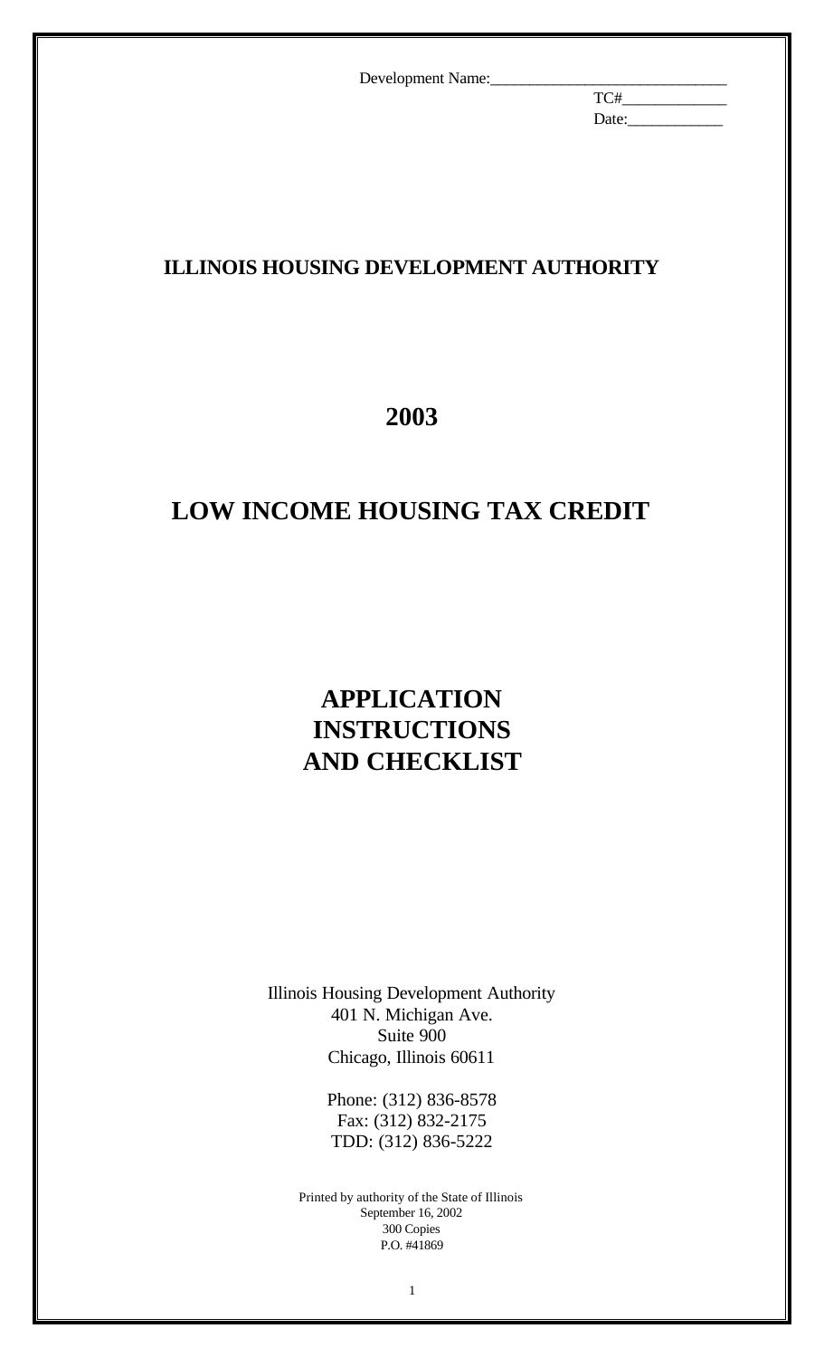Development Name:_______________________________

TC#_____________

Date:____________

# ILLINOIS HOUSING DEVELOPMENT AUTHORITY

# 2003

# LOW INCOME HOUSING TAX CREDIT

# APPLICATION INSTRUCTIONS AND CHECKLIST

Illinois Housing Development Authority
401 N. Michigan Ave.
Suite 900
Chicago, Illinois 60611

Phone: (312) 836-8578
Fax: (312) 832-2175
TDD: (312) 836-5222

Printed by authority of the State of Illinois
September 16, 2002
300 Copies
P.O. #41869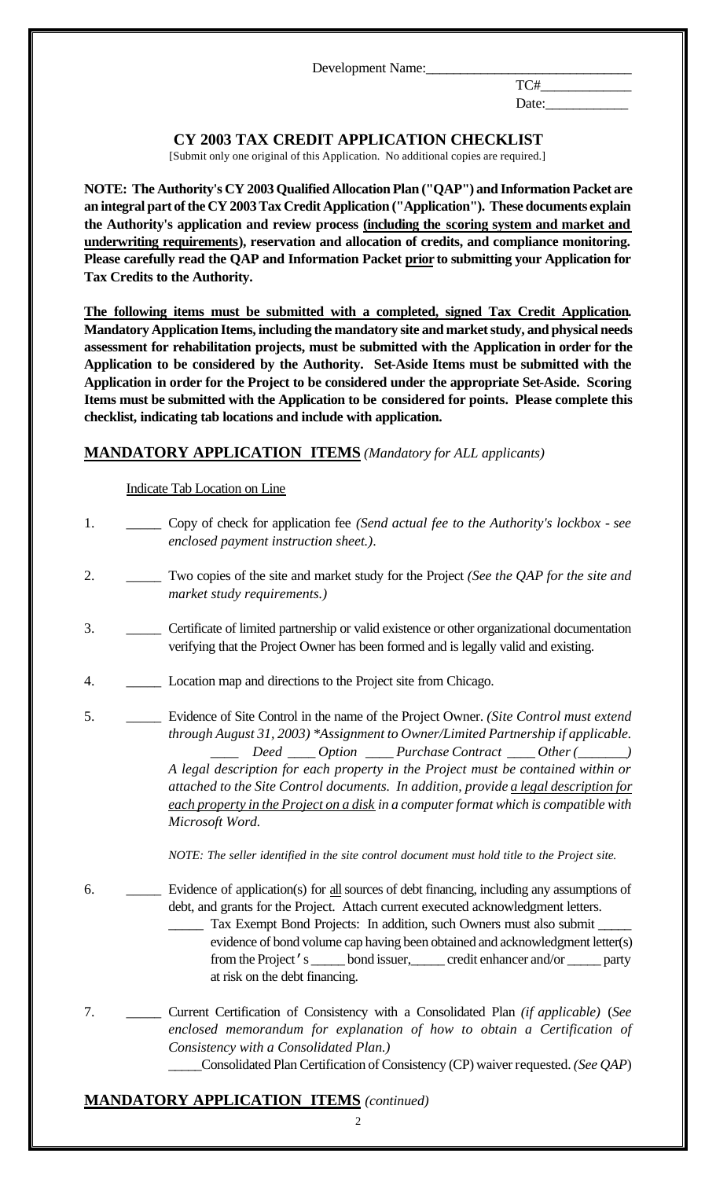Development Name:______________________________

TC#_____________

Date:____________

## CY 2003 TAX CREDIT APPLICATION CHECKLIST

[Submit only one original of this Application. No additional copies are required.]

**NOTE: The Authority's CY 2003 Qualified Allocation Plan ("QAP") and Information Packet are an integral part of the CY 2003 Tax Credit Application ("Application"). These documents explain the Authority's application and review process (including the scoring system and market and underwriting requirements), reservation and allocation of credits, and compliance monitoring. Please carefully read the QAP and Information Packet prior to submitting your Application for Tax Credits to the Authority.**

**The following items must be submitted with a completed, signed Tax Credit Application. Mandatory Application Items, including the mandatory site and market study, and physical needs assessment for rehabilitation projects, must be submitted with the Application in order for the Application to be considered by the Authority. Set-Aside Items must be submitted with the Application in order for the Project to be considered under the appropriate Set-Aside. Scoring Items must be submitted with the Application to be considered for points. Please complete this checklist, indicating tab locations and include with application.**

## MANDATORY APPLICATION ITEMS *(Mandatory for ALL applicants)*

Indicate Tab Location on Line

1. _____ Copy of check for application fee *(Send actual fee to the Authority's lockbox - see enclosed payment instruction sheet.)*.

2. _____ Two copies of the site and market study for the Project *(See the QAP for the site and market study requirements.)*

3. _____ Certificate of limited partnership or valid existence or other organizational documentation verifying that the Project Owner has been formed and is legally valid and existing.

4. _____ Location map and directions to the Project site from Chicago.

5. _____ Evidence of Site Control in the name of the Project Owner. *(Site Control must extend through August 31, 2003) \*Assignment to Owner/Limited Partnership if applicable.*
   *____ Deed ____ Option ____ Purchase Contract ____ Other (_______)*
   *A legal description for each property in the Project must be contained within or attached to the Site Control documents. In addition, provide a legal description for each property in the Project on a disk in a computer format which is compatible with Microsoft Word.*

   *NOTE: The seller identified in the site control document must hold title to the Project site.*

6. _____ Evidence of application(s) for all sources of debt financing, including any assumptions of debt, and grants for the Project. Attach current executed acknowledgment letters.
   _____ Tax Exempt Bond Projects: In addition, such Owners must also submit _____ evidence of bond volume cap having been obtained and acknowledgment letter(s) from the Project's _____ bond issuer, _____ credit enhancer and/or _____ party at risk on the debt financing.

7. _____ Current Certification of Consistency with a Consolidated Plan *(if applicable)* (*See enclosed memorandum for explanation of how to obtain a Certification of Consistency with a Consolidated Plan.)*
   _____Consolidated Plan Certification of Consistency (CP) waiver requested. *(See QAP)*

## MANDATORY APPLICATION ITEMS *(continued)*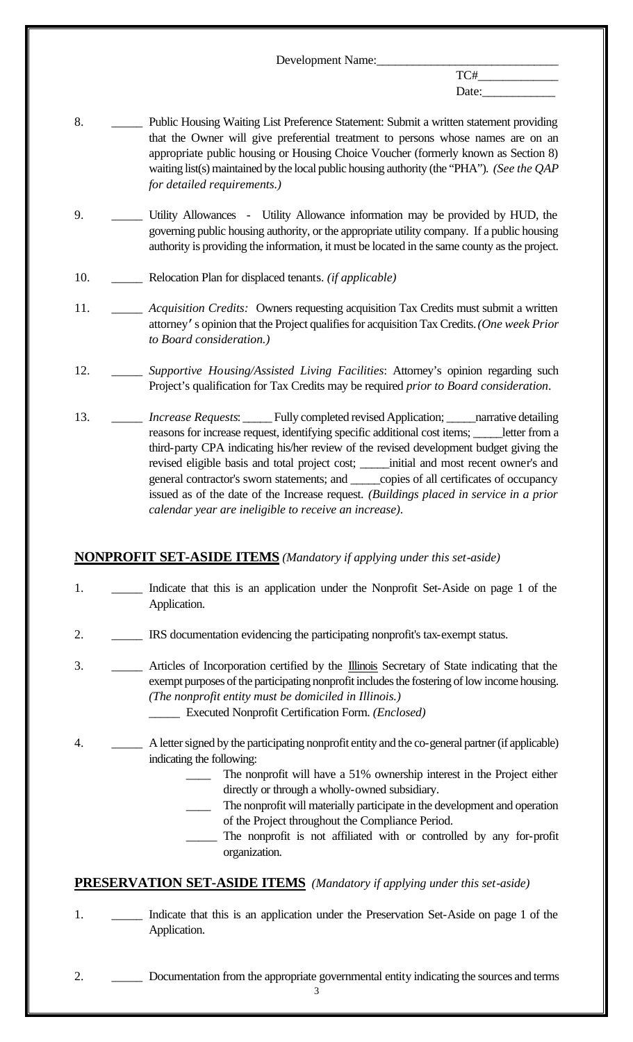Development Name:______________________________
TC#_____________
Date:____________

8. _____ Public Housing Waiting List Preference Statement: Submit a written statement providing that the Owner will give preferential treatment to persons whose names are on an appropriate public housing or Housing Choice Voucher (formerly known as Section 8) waiting list(s) maintained by the local public housing authority (the "PHA"). *(See the QAP for detailed requirements.)*

9. _____ Utility Allowances - Utility Allowance information may be provided by HUD, the governing public housing authority, or the appropriate utility company. If a public housing authority is providing the information, it must be located in the same county as the project.

10. _____ Relocation Plan for displaced tenants. *(if applicable)*

11. _____ *Acquisition Credits:* Owners requesting acquisition Tax Credits must submit a written attorney's opinion that the Project qualifies for acquisition Tax Credits. *(One week Prior to Board consideration.)*

12. _____ *Supportive Housing/Assisted Living Facilities*: Attorney's opinion regarding such Project's qualification for Tax Credits may be required *prior to Board consideration*.

13. _____ *Increase Requests*: _____ Fully completed revised Application; _____narrative detailing reasons for increase request, identifying specific additional cost items; _____letter from a third-party CPA indicating his/her review of the revised development budget giving the revised eligible basis and total project cost; _____initial and most recent owner's and general contractor's sworn statements; and _____copies of all certificates of occupancy issued as of the date of the Increase request. *(Buildings placed in service in a prior calendar year are ineligible to receive an increase)*.

## **NONPROFIT SET-ASIDE ITEMS** *(Mandatory if applying under this set-aside)*

1. _____ Indicate that this is an application under the Nonprofit Set-Aside on page 1 of the Application.

2. _____ IRS documentation evidencing the participating nonprofit's tax-exempt status.

3. _____ Articles of Incorporation certified by the Illinois Secretary of State indicating that the exempt purposes of the participating nonprofit includes the fostering of low income housing. *(The nonprofit entity must be domiciled in Illinois.)*
   _____ Executed Nonprofit Certification Form. *(Enclosed)*

4. _____ A letter signed by the participating nonprofit entity and the co-general partner (if applicable) indicating the following:
   - ____ The nonprofit will have a 51% ownership interest in the Project either directly or through a wholly-owned subsidiary.
   - ____ The nonprofit will materially participate in the development and operation of the Project throughout the Compliance Period.
   - _____ The nonprofit is not affiliated with or controlled by any for-profit organization.

## **PRESERVATION SET-ASIDE ITEMS** *(Mandatory if applying under this set-aside)*

1. _____ Indicate that this is an application under the Preservation Set-Aside on page 1 of the Application.

2. _____ Documentation from the appropriate governmental entity indicating the sources and terms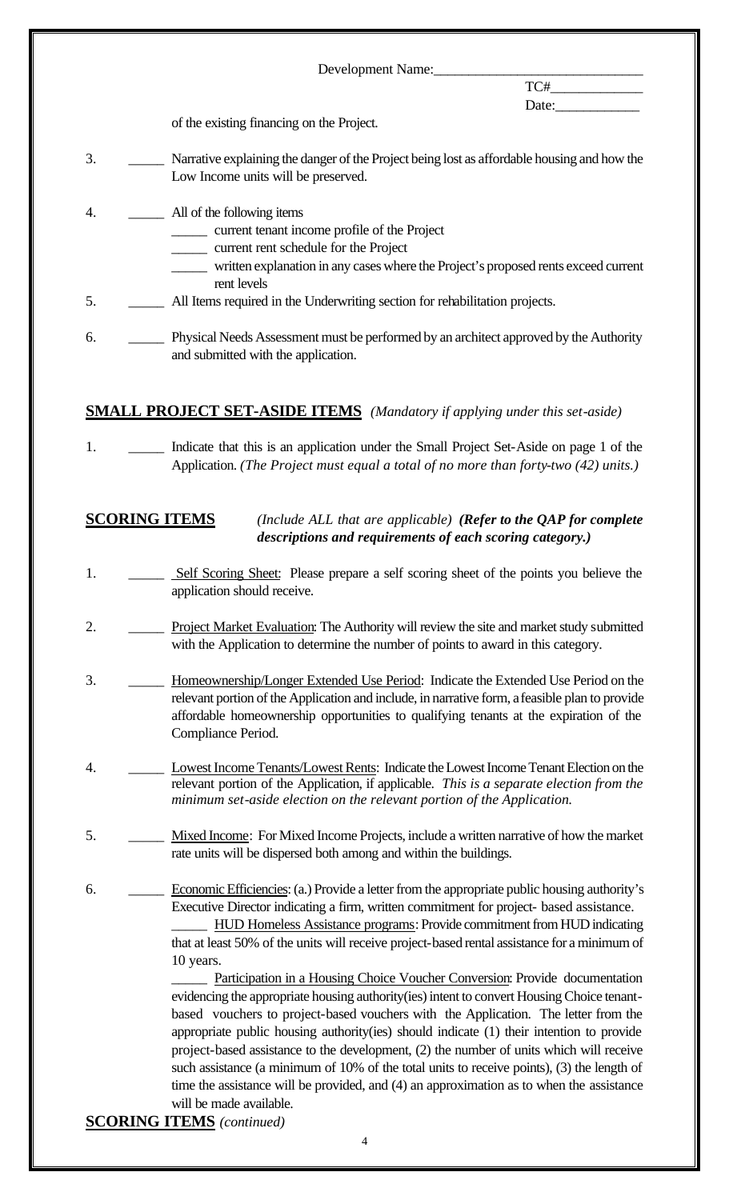Development Name:______________________________

TC#_____________

Date:____________

of the existing financing on the Project.

3. _____ Narrative explaining the danger of the Project being lost as affordable housing and how the Low Income units will be preserved.

4. _____ All of the following items
   - _____ current tenant income profile of the Project
   - _____ current rent schedule for the Project
   - _____ written explanation in any cases where the Project's proposed rents exceed current rent levels

5. _____ All Items required in the Underwriting section for rehabilitation projects.

6. _____ Physical Needs Assessment must be performed by an architect approved by the Authority and submitted with the application.

## SMALL PROJECT SET-ASIDE ITEMS *(Mandatory if applying under this set-aside)*

1. _____ Indicate that this is an application under the Small Project Set-Aside on page 1 of the Application. *(The Project must equal a total of no more than forty-two (42) units.)*

## SCORING ITEMS *(Include ALL that are applicable)* ***(Refer to the QAP for complete descriptions and requirements of each scoring category.)***

1. _____ Self Scoring Sheet: Please prepare a self scoring sheet of the points you believe the application should receive.

2. _____ Project Market Evaluation: The Authority will review the site and market study submitted with the Application to determine the number of points to award in this category.

3. _____ Homeownership/Longer Extended Use Period: Indicate the Extended Use Period on the relevant portion of the Application and include, in narrative form, a feasible plan to provide affordable homeownership opportunities to qualifying tenants at the expiration of the Compliance Period.

4. _____ Lowest Income Tenants/Lowest Rents: Indicate the Lowest Income Tenant Election on the relevant portion of the Application, if applicable. *This is a separate election from the minimum set-aside election on the relevant portion of the Application.*

5. _____ Mixed Income: For Mixed Income Projects, include a written narrative of how the market rate units will be dispersed both among and within the buildings.

6. _____ Economic Efficiencies: (a.) Provide a letter from the appropriate public housing authority's Executive Director indicating a firm, written commitment for project- based assistance.

   _____ HUD Homeless Assistance programs: Provide commitment from HUD indicating that at least 50% of the units will receive project-based rental assistance for a minimum of 10 years.

   _____ Participation in a Housing Choice Voucher Conversion: Provide documentation evidencing the appropriate housing authority(ies) intent to convert Housing Choice tenant-based vouchers to project-based vouchers with the Application. The letter from the appropriate public housing authority(ies) should indicate (1) their intention to provide project-based assistance to the development, (2) the number of units which will receive such assistance (a minimum of 10% of the total units to receive points), (3) the length of time the assistance will be provided, and (4) an approximation as to when the assistance will be made available.

**SCORING ITEMS** *(continued)*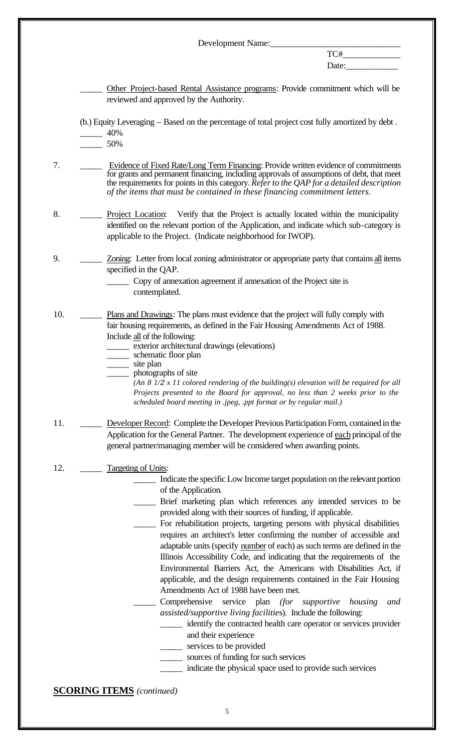Development Name:______________________________

TC#_____________

Date:____________

_____ Other Project-based Rental Assistance programs: Provide commitment which will be reviewed and approved by the Authority.

(b.) Equity Leveraging – Based on the percentage of total project cost fully amortized by debt .

_____ 40%

_____ 50%

7. _____ Evidence of Fixed Rate/Long Term Financing: Provide written evidence of commitments for grants and permanent financing, including approvals of assumptions of debt, that meet the requirements for points in this category. *Refer to the QAP for a detailed description of the items that must be contained in these financing commitment letters.*

8. _____ Project Location: Verify that the Project is actually located within the municipality identified on the relevant portion of the Application, and indicate which sub-category is applicable to the Project. (Indicate neighborhood for IWOP).

9. _____ Zoning: Letter from local zoning administrator or appropriate party that contains all items specified in the QAP.

   _____ Copy of annexation agreement if annexation of the Project site is contemplated.

10. _____ Plans and Drawings: The plans must evidence that the project will fully comply with fair housing requirements, as defined in the Fair Housing Amendments Act of 1988. Include all of the following:

    _____ exterior architectural drawings (elevations)

    _____ schematic floor plan

    _____ site plan

    _____ photographs of site

    *(An 8 1/2 x 11 colored rendering of the building(s) elevation will be required for all Projects presented to the Board for approval, no less than 2 weeks prior to the scheduled board meeting in .jpeg, .ppt format or by regular mail.)*

11. _____ Developer Record: Complete the Developer Previous Participation Form, contained in the Application for the General Partner. The development experience of each principal of the general partner/managing member will be considered when awarding points.

12. _____ Targeting of Units:

    _____ Indicate the specific Low Income target population on the relevant portion of the Application.

    _____ Brief marketing plan which references any intended services to be provided along with their sources of funding, if applicable.

    _____ For rehabilitation projects, targeting persons with physical disabilities requires an architect's letter confirming the number of accessible and adaptable units (specify number of each) as such terms are defined in the Illinois Accessibility Code, and indicating that the requirements of the Environmental Barriers Act, the Americans with Disabilities Act, if applicable, and the design requirements contained in the Fair Housing Amendments Act of 1988 have been met.

    _____ Comprehensive service plan *(for supportive housing and assisted/supportive living facilities*). Include the following:

    _____ identify the contracted health care operator or services provider and their experience

    _____ services to be provided

    _____ sources of funding for such services

    _____ indicate the physical space used to provide such services

**SCORING ITEMS** *(continued)*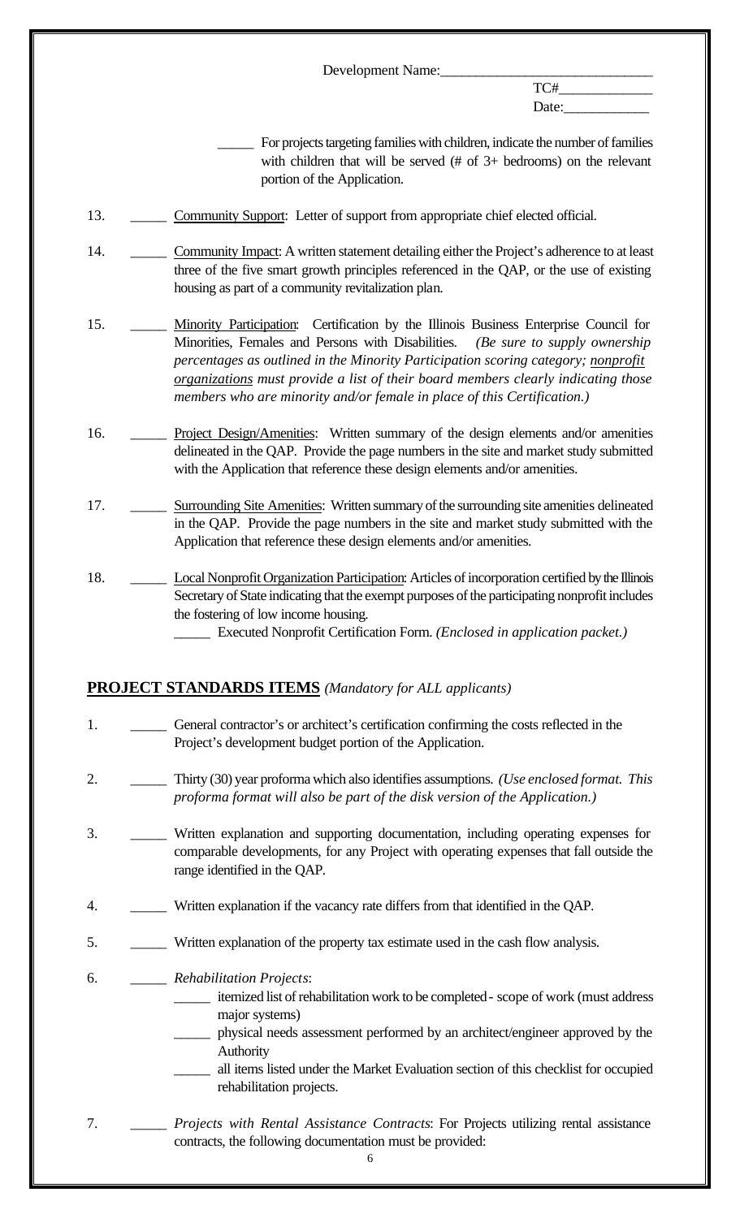Development Name:_____________________________

TC#_____________

Date:____________

_____ For projects targeting families with children, indicate the number of families with children that will be served (# of 3+ bedrooms) on the relevant portion of the Application.

13. _____ Community Support: Letter of support from appropriate chief elected official.

14. _____ Community Impact: A written statement detailing either the Project's adherence to at least three of the five smart growth principles referenced in the QAP, or the use of existing housing as part of a community revitalization plan.

15. _____ Minority Participation: Certification by the Illinois Business Enterprise Council for Minorities, Females and Persons with Disabilities. *(Be sure to supply ownership percentages as outlined in the Minority Participation scoring category; nonprofit organizations must provide a list of their board members clearly indicating those members who are minority and/or female in place of this Certification.)*

16. _____ Project Design/Amenities: Written summary of the design elements and/or amenities delineated in the QAP. Provide the page numbers in the site and market study submitted with the Application that reference these design elements and/or amenities.

17. _____ Surrounding Site Amenities: Written summary of the surrounding site amenities delineated in the QAP. Provide the page numbers in the site and market study submitted with the Application that reference these design elements and/or amenities.

18. _____ Local Nonprofit Organization Participation: Articles of incorporation certified by the Illinois Secretary of State indicating that the exempt purposes of the participating nonprofit includes the fostering of low income housing.

    _____ Executed Nonprofit Certification Form. *(Enclosed in application packet.)*

## PROJECT STANDARDS ITEMS *(Mandatory for ALL applicants)*

1. _____ General contractor's or architect's certification confirming the costs reflected in the Project's development budget portion of the Application.

2. _____ Thirty (30) year proforma which also identifies assumptions. *(Use enclosed format. This proforma format will also be part of the disk version of the Application.)*

3. _____ Written explanation and supporting documentation, including operating expenses for comparable developments, for any Project with operating expenses that fall outside the range identified in the QAP.

4. _____ Written explanation if the vacancy rate differs from that identified in the QAP.

5. _____ Written explanation of the property tax estimate used in the cash flow analysis.

6. _____ *Rehabilitation Projects*:

    _____ itemized list of rehabilitation work to be completed - scope of work (must address major systems)

    _____ physical needs assessment performed by an architect/engineer approved by the Authority

    _____ all items listed under the Market Evaluation section of this checklist for occupied rehabilitation projects.

7. _____ *Projects with Rental Assistance Contracts*: For Projects utilizing rental assistance contracts, the following documentation must be provided: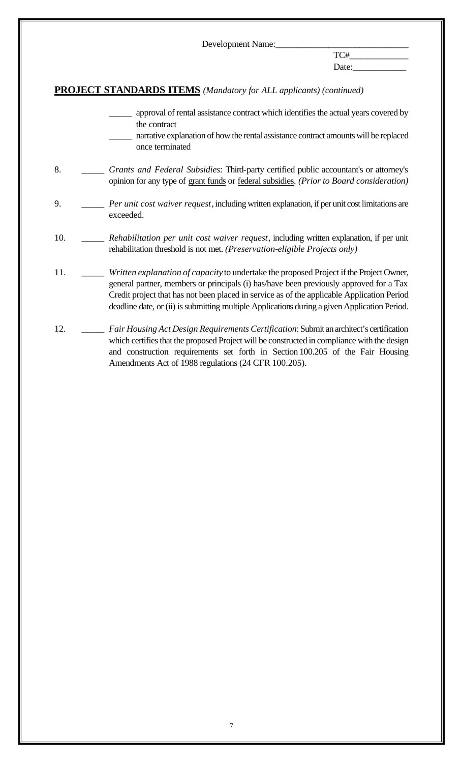Development Name:_____________________________

TC#_____________

Date:____________

**PROJECT STANDARDS ITEMS** *(Mandatory for ALL applicants) (continued)*

_____ approval of rental assistance contract which identifies the actual years covered by the contract

_____ narrative explanation of how the rental assistance contract amounts will be replaced once terminated

8. _____ *Grants and Federal Subsidies*: Third-party certified public accountant's or attorney's opinion for any type of grant funds or federal subsidies. *(Prior to Board consideration)*

9. _____ *Per unit cost waiver request*, including written explanation, if per unit cost limitations are exceeded.

10. _____ *Rehabilitation per unit cost waiver request*, including written explanation, if per unit rehabilitation threshold is not met. *(Preservation-eligible Projects only)*

11. _____ *Written explanation of capacity* to undertake the proposed Project if the Project Owner, general partner, members or principals (i) has/have been previously approved for a Tax Credit project that has not been placed in service as of the applicable Application Period deadline date, or (ii) is submitting multiple Applications during a given Application Period.

12. _____ *Fair Housing Act Design Requirements Certification*: Submit an architect's certification which certifies that the proposed Project will be constructed in compliance with the design and construction requirements set forth in Section 100.205 of the Fair Housing Amendments Act of 1988 regulations (24 CFR 100.205).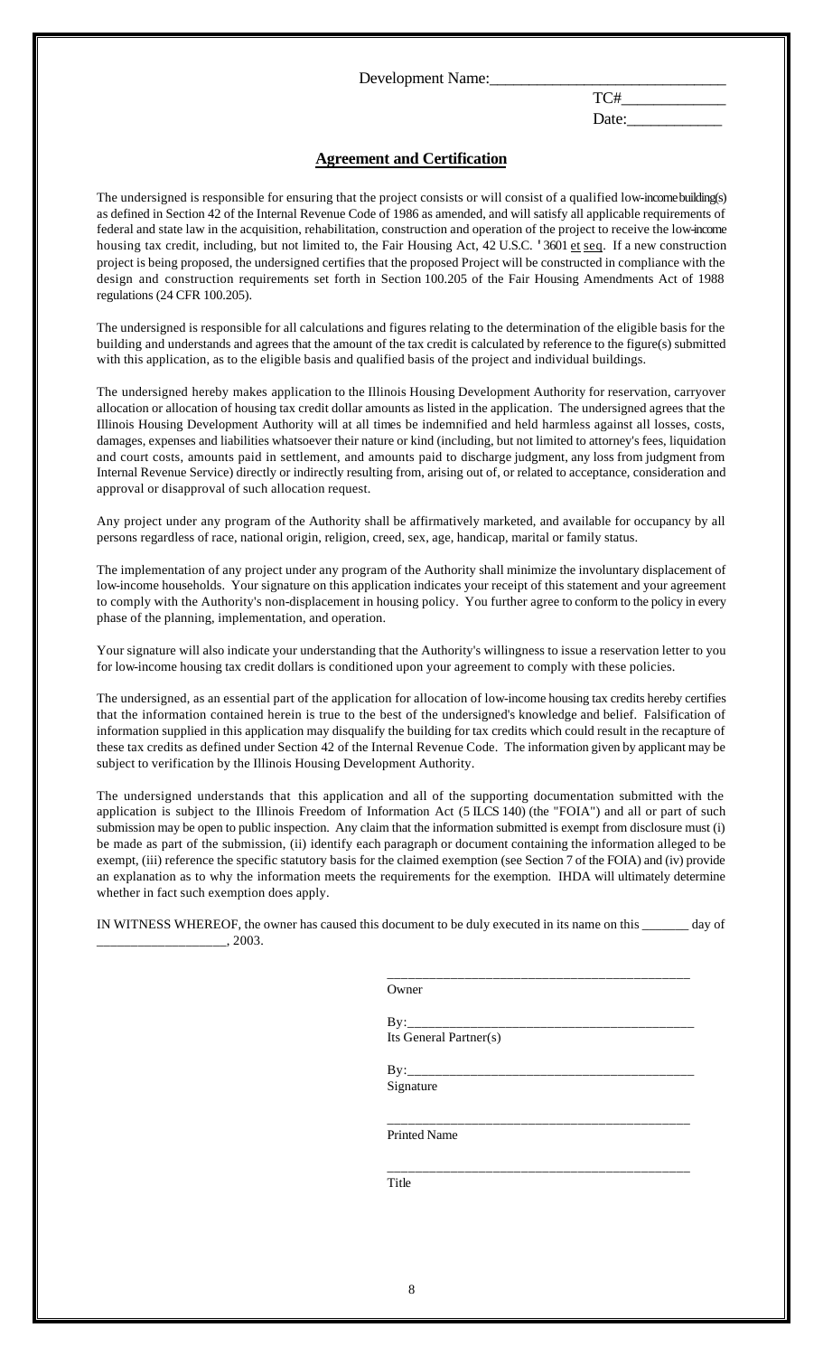Development Name:_____________________________

TC#____________

Date:___________

## **Agreement and Certification**

The undersigned is responsible for ensuring that the project consists or will consist of a qualified low-income building(s) as defined in Section 42 of the Internal Revenue Code of 1986 as amended, and will satisfy all applicable requirements of federal and state law in the acquisition, rehabilitation, construction and operation of the project to receive the low-income housing tax credit, including, but not limited to, the Fair Housing Act, 42 U.S.C. ' 3601 et seq. If a new construction project is being proposed, the undersigned certifies that the proposed Project will be constructed in compliance with the design and construction requirements set forth in Section 100.205 of the Fair Housing Amendments Act of 1988 regulations (24 CFR 100.205).

The undersigned is responsible for all calculations and figures relating to the determination of the eligible basis for the building and understands and agrees that the amount of the tax credit is calculated by reference to the figure(s) submitted with this application, as to the eligible basis and qualified basis of the project and individual buildings.

The undersigned hereby makes application to the Illinois Housing Development Authority for reservation, carryover allocation or allocation of housing tax credit dollar amounts as listed in the application. The undersigned agrees that the Illinois Housing Development Authority will at all times be indemnified and held harmless against all losses, costs, damages, expenses and liabilities whatsoever their nature or kind (including, but not limited to attorney's fees, liquidation and court costs, amounts paid in settlement, and amounts paid to discharge judgment, any loss from judgment from Internal Revenue Service) directly or indirectly resulting from, arising out of, or related to acceptance, consideration and approval or disapproval of such allocation request.

Any project under any program of the Authority shall be affirmatively marketed, and available for occupancy by all persons regardless of race, national origin, religion, creed, sex, age, handicap, marital or family status.

The implementation of any project under any program of the Authority shall minimize the involuntary displacement of low-income households. Your signature on this application indicates your receipt of this statement and your agreement to comply with the Authority's non-displacement in housing policy. You further agree to conform to the policy in every phase of the planning, implementation, and operation.

Your signature will also indicate your understanding that the Authority's willingness to issue a reservation letter to you for low-income housing tax credit dollars is conditioned upon your agreement to comply with these policies.

The undersigned, as an essential part of the application for allocation of low-income housing tax credits hereby certifies that the information contained herein is true to the best of the undersigned's knowledge and belief. Falsification of information supplied in this application may disqualify the building for tax credits which could result in the recapture of these tax credits as defined under Section 42 of the Internal Revenue Code. The information given by applicant may be subject to verification by the Illinois Housing Development Authority.

The undersigned understands that this application and all of the supporting documentation submitted with the application is subject to the Illinois Freedom of Information Act (5 ILCS 140) (the "FOIA") and all or part of such submission may be open to public inspection. Any claim that the information submitted is exempt from disclosure must (i) be made as part of the submission, (ii) identify each paragraph or document containing the information alleged to be exempt, (iii) reference the specific statutory basis for the claimed exemption (see Section 7 of the FOIA) and (iv) provide an explanation as to why the information meets the requirements for the exemption. IHDA will ultimately determine whether in fact such exemption does apply.

IN WITNESS WHEREOF, the owner has caused this document to be duly executed in its name on this _______ day of ___________________, 2003.

_____________________________________________

Owner

By:__________________________________________

Its General Partner(s)

By:__________________________________________

Signature

_____________________________________________

Printed Name

_____________________________________________

Title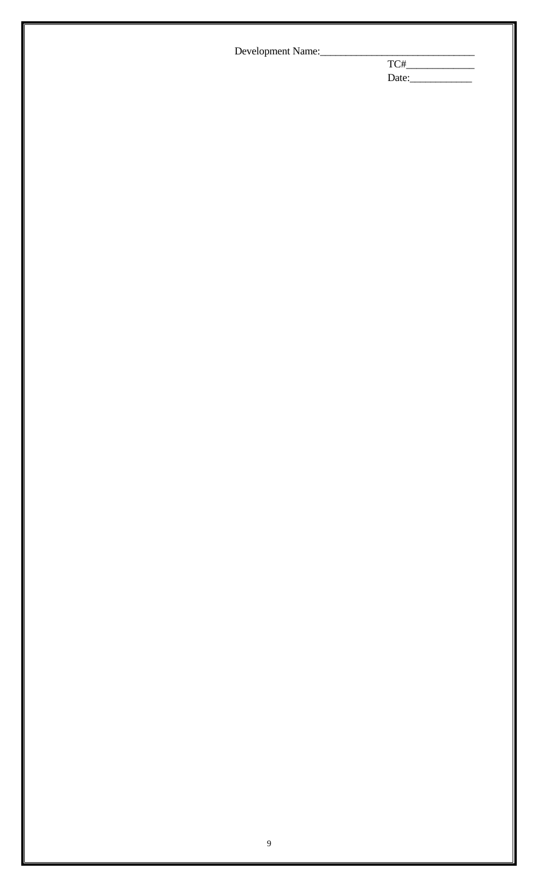Development Name:_______________________________

TC#_____________

Date:____________